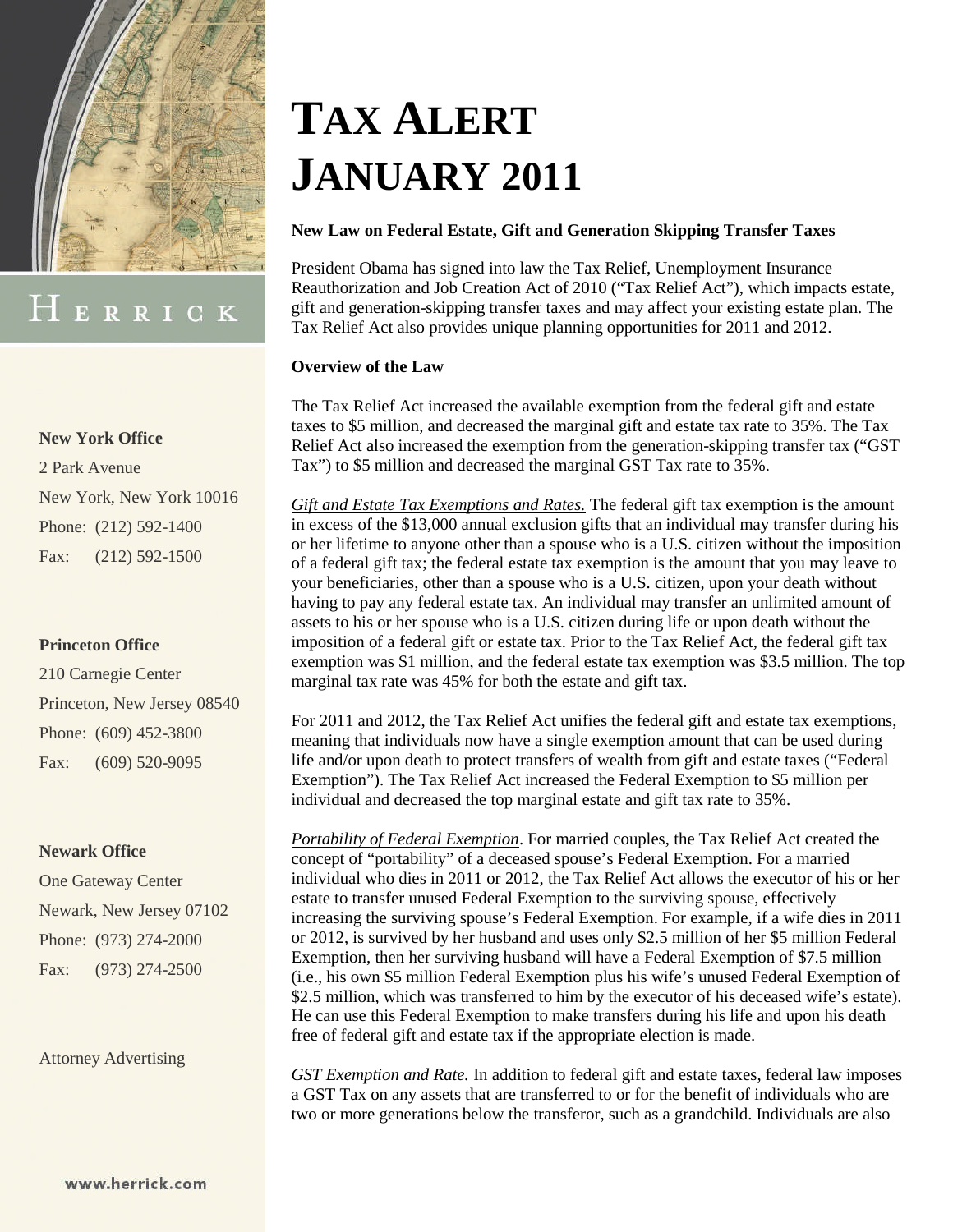# TAX ALERT JANUARY 2011

HERRICK

**New York Office**

2 Park Avenue
New York, New York 10016
Phone: (212) 592-1400
Fax: (212) 592-1500

**Princeton Office**

210 Carnegie Center
Princeton, New Jersey 08540
Phone: (609) 452-3800
Fax: (609) 520-9095

**Newark Office**

One Gateway Center
Newark, New Jersey 07102
Phone: (973) 274-2000
Fax: (973) 274-2500

Attorney Advertising

www.herrick.com

**New Law on Federal Estate, Gift and Generation Skipping Transfer Taxes**

President Obama has signed into law the Tax Relief, Unemployment Insurance Reauthorization and Job Creation Act of 2010 ("Tax Relief Act"), which impacts estate, gift and generation-skipping transfer taxes and may affect your existing estate plan. The Tax Relief Act also provides unique planning opportunities for 2011 and 2012.

**Overview of the Law**

The Tax Relief Act increased the available exemption from the federal gift and estate taxes to $5 million, and decreased the marginal gift and estate tax rate to 35%. The Tax Relief Act also increased the exemption from the generation-skipping transfer tax ("GST Tax") to $5 million and decreased the marginal GST Tax rate to 35%.

*Gift and Estate Tax Exemptions and Rates.* The federal gift tax exemption is the amount in excess of the $13,000 annual exclusion gifts that an individual may transfer during his or her lifetime to anyone other than a spouse who is a U.S. citizen without the imposition of a federal gift tax; the federal estate tax exemption is the amount that you may leave to your beneficiaries, other than a spouse who is a U.S. citizen, upon your death without having to pay any federal estate tax. An individual may transfer an unlimited amount of assets to his or her spouse who is a U.S. citizen during life or upon death without the imposition of a federal gift or estate tax. Prior to the Tax Relief Act, the federal gift tax exemption was $1 million, and the federal estate tax exemption was $3.5 million. The top marginal tax rate was 45% for both the estate and gift tax.

For 2011 and 2012, the Tax Relief Act unifies the federal gift and estate tax exemptions, meaning that individuals now have a single exemption amount that can be used during life and/or upon death to protect transfers of wealth from gift and estate taxes ("Federal Exemption"). The Tax Relief Act increased the Federal Exemption to $5 million per individual and decreased the top marginal estate and gift tax rate to 35%.

*Portability of Federal Exemption*. For married couples, the Tax Relief Act created the concept of "portability" of a deceased spouse's Federal Exemption. For a married individual who dies in 2011 or 2012, the Tax Relief Act allows the executor of his or her estate to transfer unused Federal Exemption to the surviving spouse, effectively increasing the surviving spouse's Federal Exemption. For example, if a wife dies in 2011 or 2012, is survived by her husband and uses only $2.5 million of her $5 million Federal Exemption, then her surviving husband will have a Federal Exemption of $7.5 million (i.e., his own $5 million Federal Exemption plus his wife's unused Federal Exemption of $2.5 million, which was transferred to him by the executor of his deceased wife's estate). He can use this Federal Exemption to make transfers during his life and upon his death free of federal gift and estate tax if the appropriate election is made.

*GST Exemption and Rate.* In addition to federal gift and estate taxes, federal law imposes a GST Tax on any assets that are transferred to or for the benefit of individuals who are two or more generations below the transferor, such as a grandchild. Individuals are also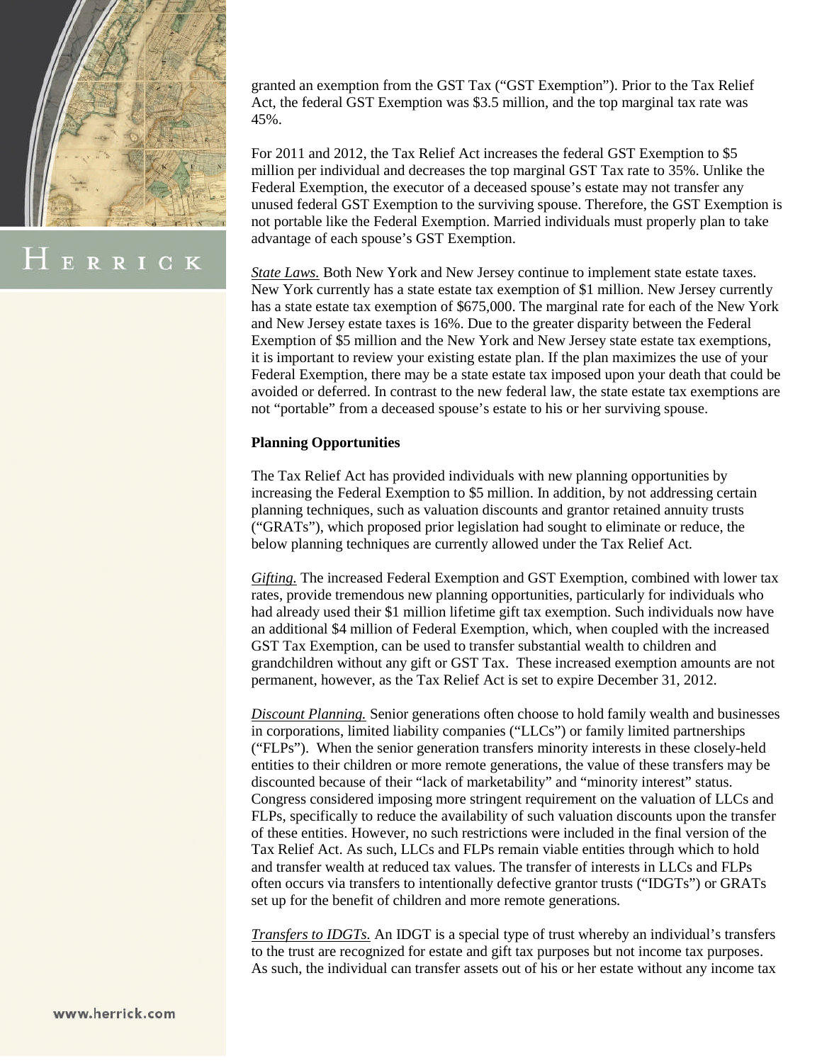granted an exemption from the GST Tax ("GST Exemption"). Prior to the Tax Relief Act, the federal GST Exemption was $3.5 million, and the top marginal tax rate was 45%.

For 2011 and 2012, the Tax Relief Act increases the federal GST Exemption to $5 million per individual and decreases the top marginal GST Tax rate to 35%. Unlike the Federal Exemption, the executor of a deceased spouse's estate may not transfer any unused federal GST Exemption to the surviving spouse. Therefore, the GST Exemption is not portable like the Federal Exemption. Married individuals must properly plan to take advantage of each spouse's GST Exemption.

*State Laws.* Both New York and New Jersey continue to implement state estate taxes. New York currently has a state estate tax exemption of $1 million. New Jersey currently has a state estate tax exemption of $675,000. The marginal rate for each of the New York and New Jersey estate taxes is 16%. Due to the greater disparity between the Federal Exemption of $5 million and the New York and New Jersey state estate tax exemptions, it is important to review your existing estate plan. If the plan maximizes the use of your Federal Exemption, there may be a state estate tax imposed upon your death that could be avoided or deferred. In contrast to the new federal law, the state estate tax exemptions are not "portable" from a deceased spouse's estate to his or her surviving spouse.

**Planning Opportunities**

The Tax Relief Act has provided individuals with new planning opportunities by increasing the Federal Exemption to $5 million. In addition, by not addressing certain planning techniques, such as valuation discounts and grantor retained annuity trusts ("GRATs"), which proposed prior legislation had sought to eliminate or reduce, the below planning techniques are currently allowed under the Tax Relief Act.

*Gifting.* The increased Federal Exemption and GST Exemption, combined with lower tax rates, provide tremendous new planning opportunities, particularly for individuals who had already used their $1 million lifetime gift tax exemption. Such individuals now have an additional $4 million of Federal Exemption, which, when coupled with the increased GST Tax Exemption, can be used to transfer substantial wealth to children and grandchildren without any gift or GST Tax. These increased exemption amounts are not permanent, however, as the Tax Relief Act is set to expire December 31, 2012.

*Discount Planning.* Senior generations often choose to hold family wealth and businesses in corporations, limited liability companies ("LLCs") or family limited partnerships ("FLPs"). When the senior generation transfers minority interests in these closely-held entities to their children or more remote generations, the value of these transfers may be discounted because of their "lack of marketability" and "minority interest" status. Congress considered imposing more stringent requirement on the valuation of LLCs and FLPs, specifically to reduce the availability of such valuation discounts upon the transfer of these entities. However, no such restrictions were included in the final version of the Tax Relief Act. As such, LLCs and FLPs remain viable entities through which to hold and transfer wealth at reduced tax values. The transfer of interests in LLCs and FLPs often occurs via transfers to intentionally defective grantor trusts ("IDGTs") or GRATs set up for the benefit of children and more remote generations.

*Transfers to IDGTs.* An IDGT is a special type of trust whereby an individual's transfers to the trust are recognized for estate and gift tax purposes but not income tax purposes. As such, the individual can transfer assets out of his or her estate without any income tax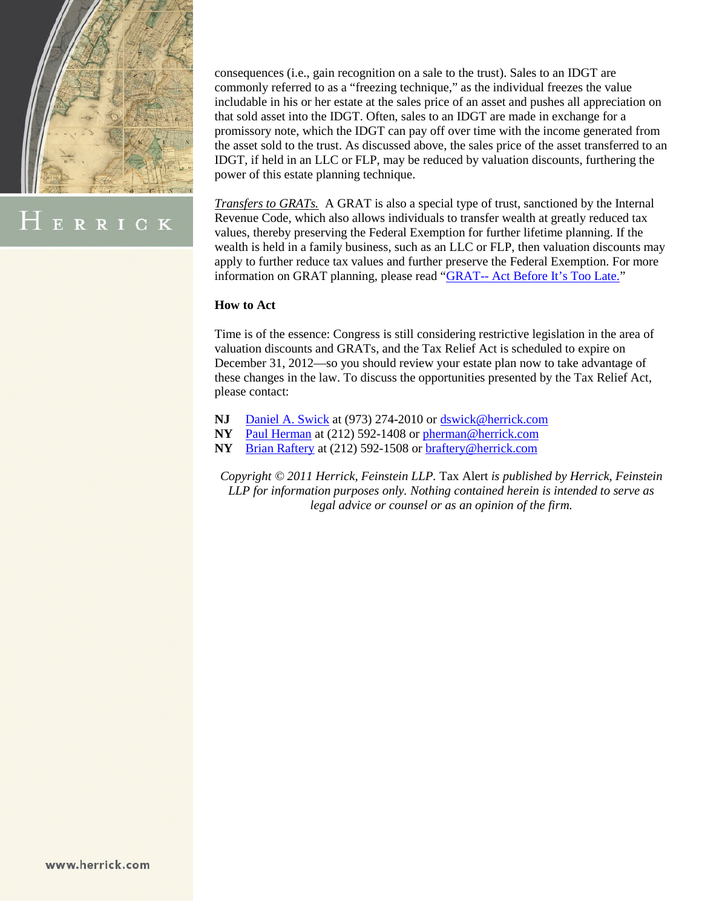consequences (i.e., gain recognition on a sale to the trust). Sales to an IDGT are commonly referred to as a "freezing technique," as the individual freezes the value includable in his or her estate at the sales price of an asset and pushes all appreciation on that sold asset into the IDGT. Often, sales to an IDGT are made in exchange for a promissory note, which the IDGT can pay off over time with the income generated from the asset sold to the trust. As discussed above, the sales price of the asset transferred to an IDGT, if held in an LLC or FLP, may be reduced by valuation discounts, furthering the power of this estate planning technique.

*Transfers to GRATs.* A GRAT is also a special type of trust, sanctioned by the Internal Revenue Code, which also allows individuals to transfer wealth at greatly reduced tax values, thereby preserving the Federal Exemption for further lifetime planning. If the wealth is held in a family business, such as an LLC or FLP, then valuation discounts may apply to further reduce tax values and further preserve the Federal Exemption. For more information on GRAT planning, please read "GRAT-- Act Before It's Too Late."

**How to Act**

Time is of the essence: Congress is still considering restrictive legislation in the area of valuation discounts and GRATs, and the Tax Relief Act is scheduled to expire on December 31, 2012—so you should review your estate plan now to take advantage of these changes in the law. To discuss the opportunities presented by the Tax Relief Act, please contact:

**NJ** Daniel A. Swick at (973) 274-2010 or dswick@herrick.com
**NY** Paul Herman at (212) 592-1408 or pherman@herrick.com
**NY** Brian Raftery at (212) 592-1508 or braftery@herrick.com

*Copyright © 2011 Herrick, Feinstein LLP.* Tax Alert *is published by Herrick, Feinstein LLP for information purposes only. Nothing contained herein is intended to serve as legal advice or counsel or as an opinion of the firm.*